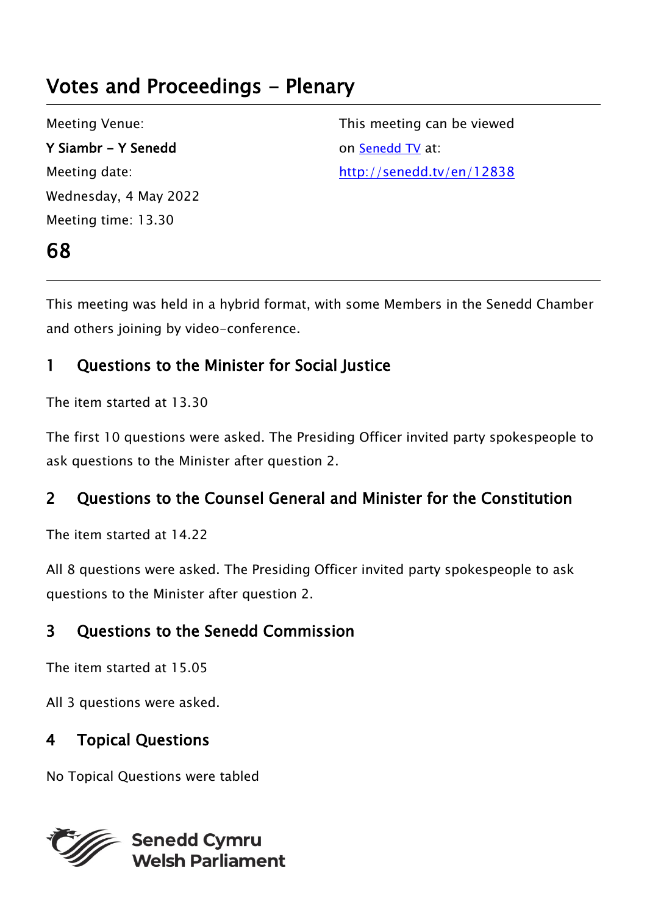# Votes and Proceedings - Plenary

Meeting Venue:
**Y Siambr - Y Senedd**
Meeting date:
Wednesday, 4 May 2022
Meeting time: 13.30

This meeting can be viewed on [Senedd TV](http://senedd.tv/en/12838) at:
[http://senedd.tv/en/12838](http://senedd.tv/en/12838)

# 68

This meeting was held in a hybrid format, with some Members in the Senedd Chamber and others joining by video-conference.

## 1 Questions to the Minister for Social Justice

The item started at 13.30

The first 10 questions were asked. The Presiding Officer invited party spokespeople to ask questions to the Minister after question 2.

## 2 Questions to the Counsel General and Minister for the Constitution

The item started at 14.22

All 8 questions were asked. The Presiding Officer invited party spokespeople to ask questions to the Minister after question 2.

## 3 Questions to the Senedd Commission

The item started at 15.05

All 3 questions were asked.

## 4 Topical Questions

No Topical Questions were tabled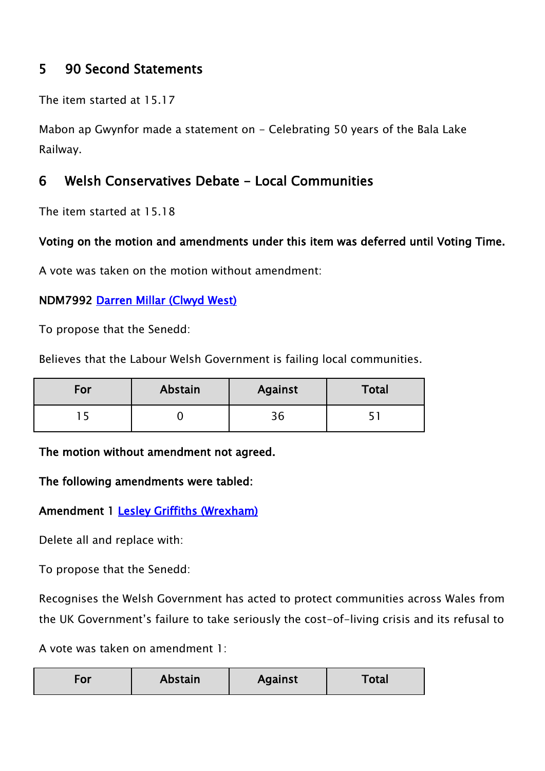## 5 90 Second Statements

The item started at 15.17

Mabon ap Gwynfor made a statement on - Celebrating 50 years of the Bala Lake Railway.

## 6 Welsh Conservatives Debate - Local Communities

The item started at 15.18

**Voting on the motion and amendments under this item was deferred until Voting Time.**

A vote was taken on the motion without amendment:

**NDM7992** Darren Millar (Clwyd West)

To propose that the Senedd:

Believes that the Labour Welsh Government is failing local communities.

| For | Abstain | Against | Total |
|---|---|---|---|
| 15 | 0 | 36 | 51 |

**The motion without amendment not agreed.**

**The following amendments were tabled:**

**Amendment 1** Lesley Griffiths (Wrexham)

Delete all and replace with:

To propose that the Senedd:

Recognises the Welsh Government has acted to protect communities across Wales from the UK Government's failure to take seriously the cost-of-living crisis and its refusal to

A vote was taken on amendment 1:

| For | Abstain | Against | Total |
|---|---|---|---|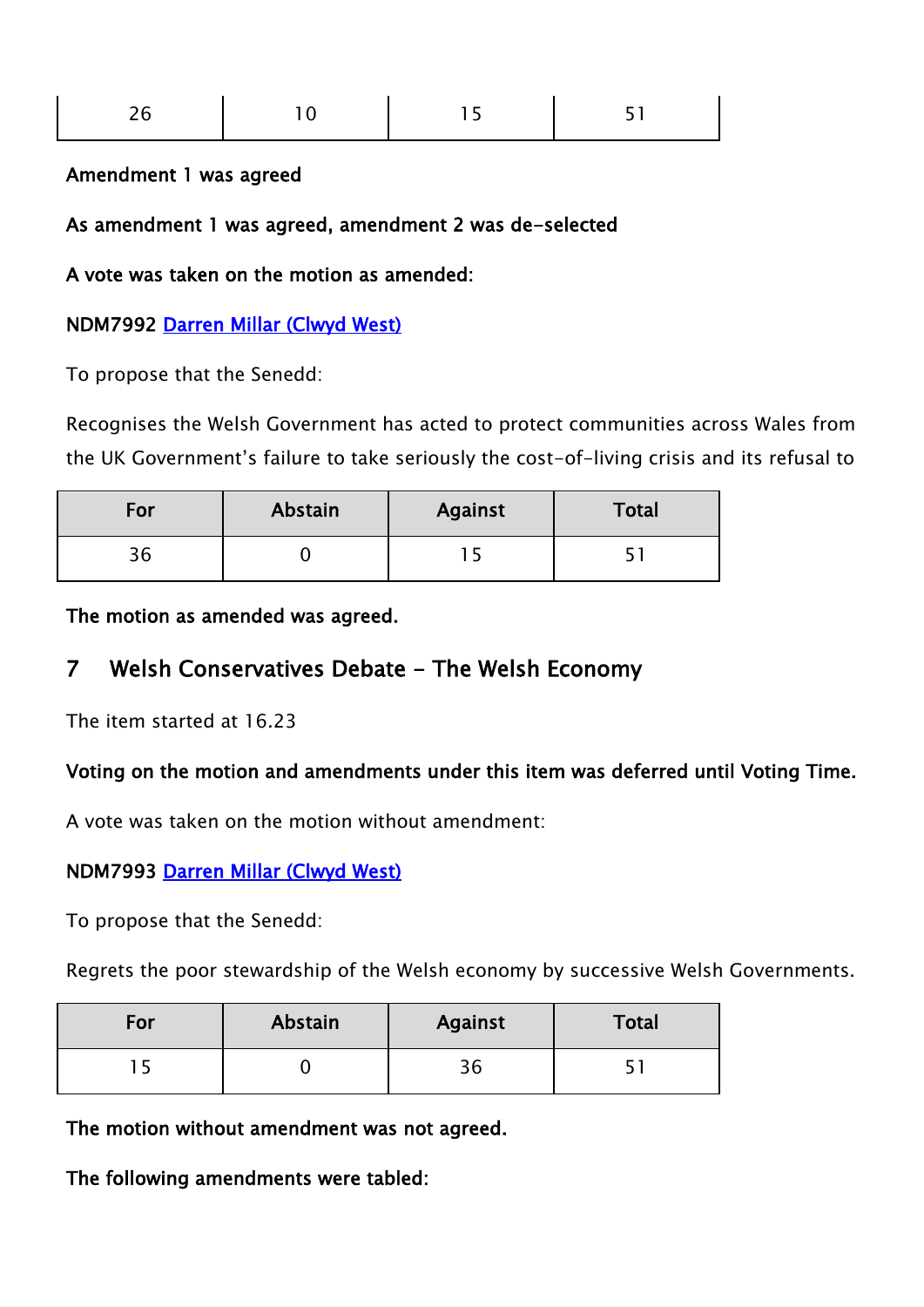| 26 | 10 | 15 | 51 |
|---|---|---|---|

**Amendment 1 was agreed**

**As amendment 1 was agreed, amendment 2 was de-selected**

**A vote was taken on the motion as amended:**

**NDM7992** [Darren Millar (Clwyd West)]()

To propose that the Senedd:

Recognises the Welsh Government has acted to protect communities across Wales from the UK Government's failure to take seriously the cost-of-living crisis and its refusal to

| For | Abstain | Against | Total |
|---|---|---|---|
| 36 | 0 | 15 | 51 |

**The motion as amended was agreed.**

## 7 Welsh Conservatives Debate - The Welsh Economy

The item started at 16.23

**Voting on the motion and amendments under this item was deferred until Voting Time.**

A vote was taken on the motion without amendment:

**NDM7993** [Darren Millar (Clwyd West)]()

To propose that the Senedd:

Regrets the poor stewardship of the Welsh economy by successive Welsh Governments.

| For | Abstain | Against | Total |
|---|---|---|---|
| 15 | 0 | 36 | 51 |

**The motion without amendment was not agreed.**

**The following amendments were tabled:**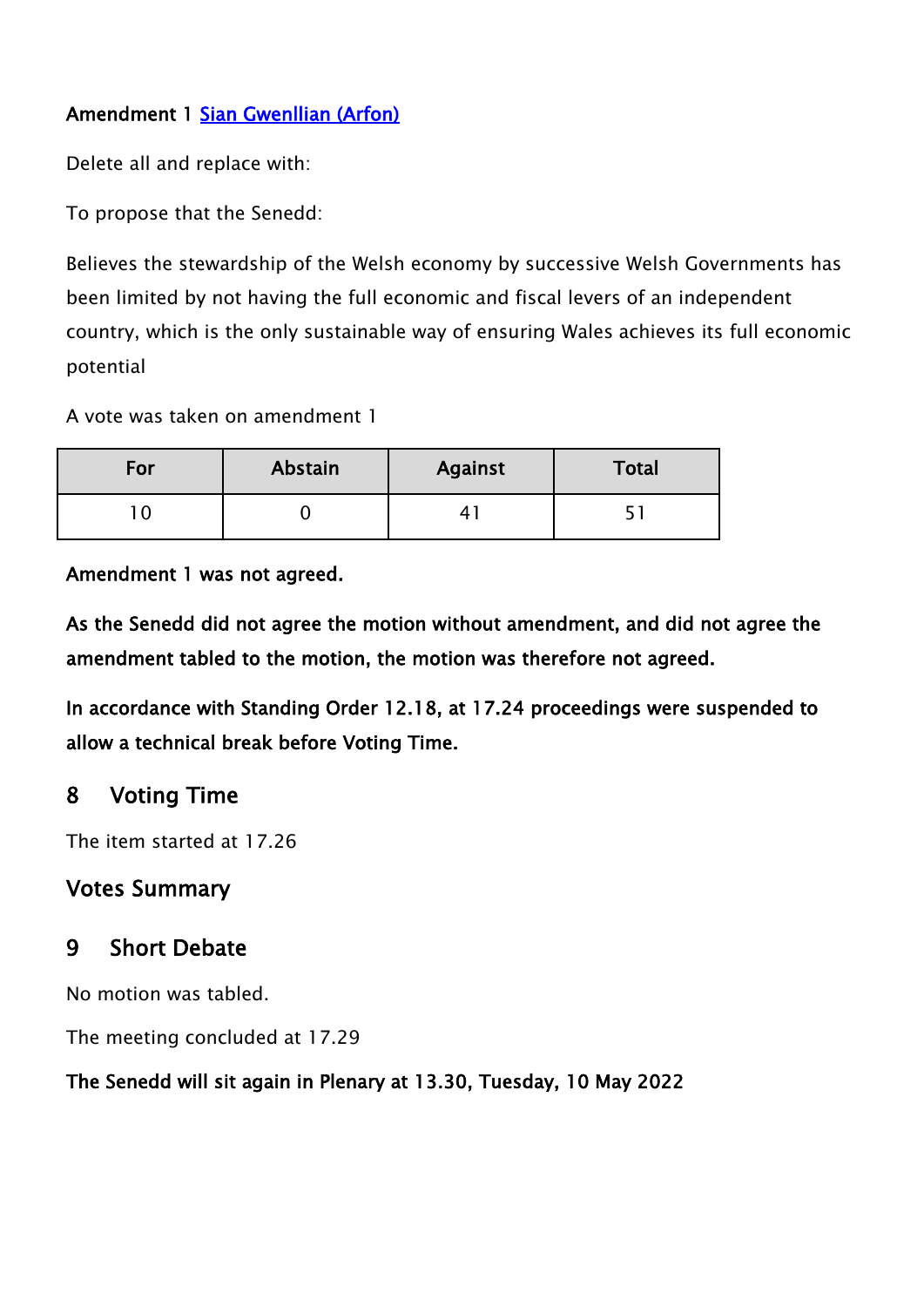**Amendment 1 [Sian Gwenllian (Arfon)]**

Delete all and replace with:

To propose that the Senedd:

Believes the stewardship of the Welsh economy by successive Welsh Governments has been limited by not having the full economic and fiscal levers of an independent country, which is the only sustainable way of ensuring Wales achieves its full economic potential

A vote was taken on amendment 1

| For | Abstain | Against | Total |
|---|---|---|---|
| 10 | 0 | 41 | 51 |

**Amendment 1 was not agreed.**

**As the Senedd did not agree the motion without amendment, and did not agree the amendment tabled to the motion, the motion was therefore not agreed.**

**In accordance with Standing Order 12.18, at 17.24 proceedings were suspended to allow a technical break before Voting Time.**

## 8 Voting Time

The item started at 17.26

## Votes Summary

## 9 Short Debate

No motion was tabled.

The meeting concluded at 17.29

**The Senedd will sit again in Plenary at 13.30, Tuesday, 10 May 2022**